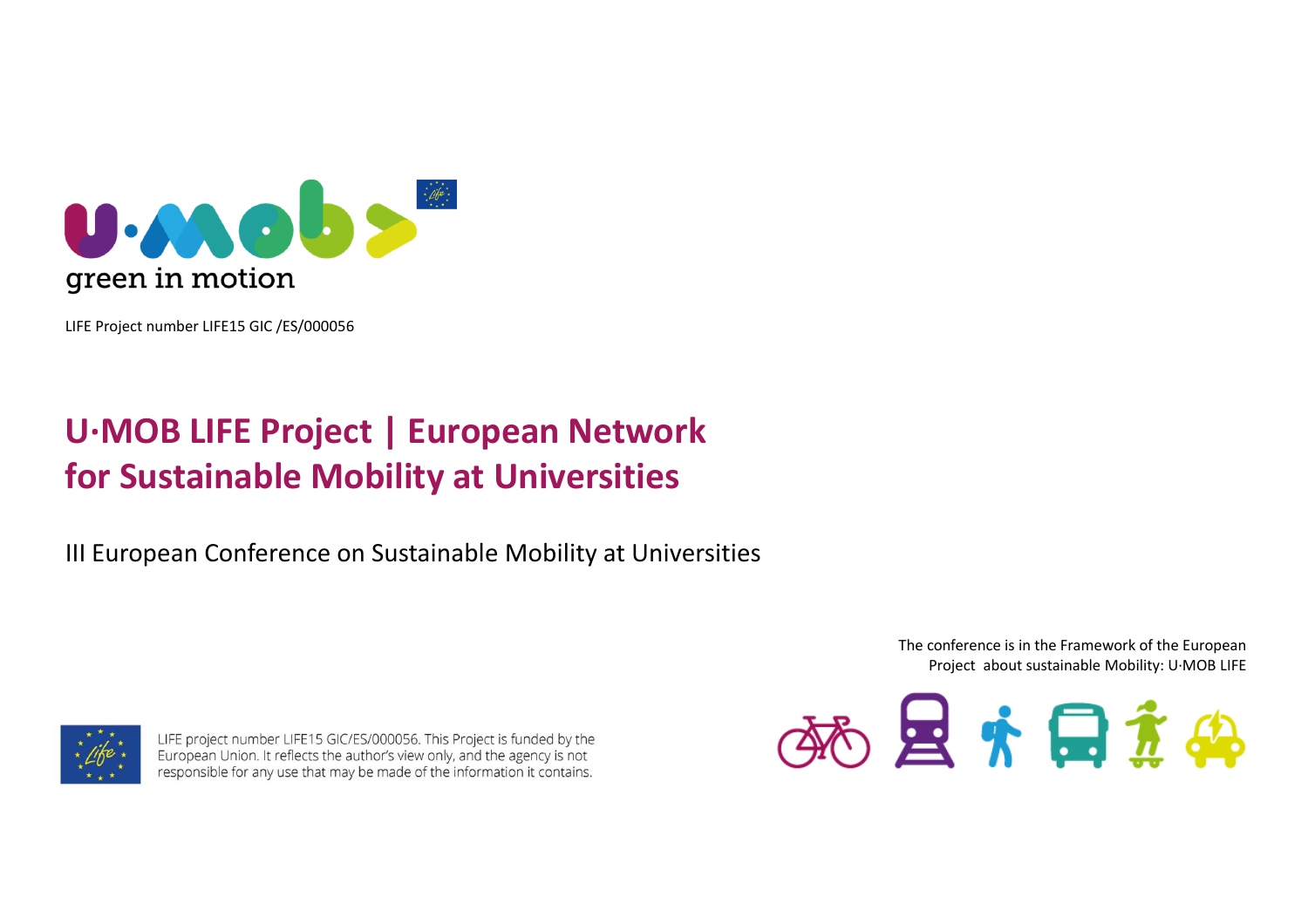green in motion

LIFE Project number LIFE15 GIC /ES/000056

# U·MOB LIFE Project | European Network for Sustainable Mobility at Universities

III European Conference on Sustainable Mobility at Universities

The conference is in the Framework of the European Project about sustainable Mobility: U·MOB LIFE

LIFE project number LIFE15 GIC/ES/000056. This Project is funded by the European Union. It reflects the author's view only, and the agency is not responsible for any use that may be made of the information it contains.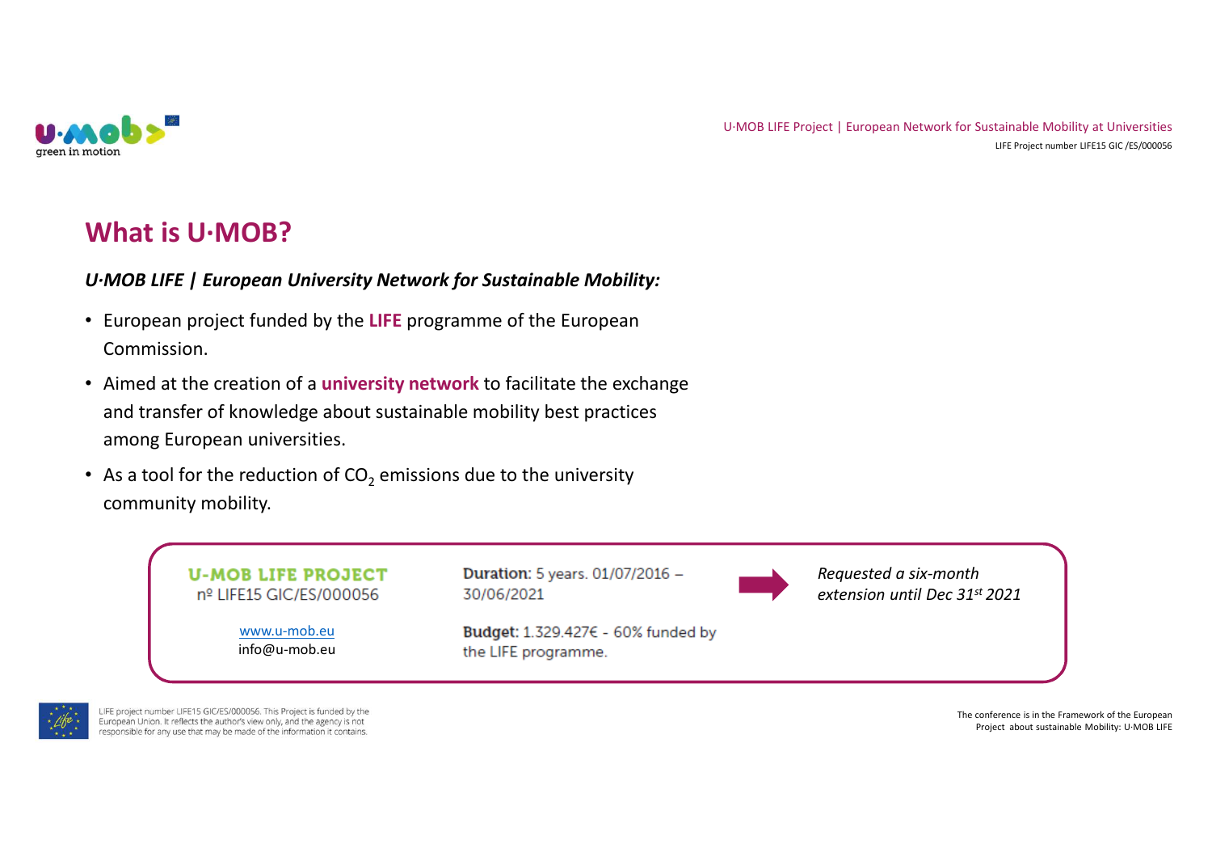# What is U·MOB?

***U·MOB LIFE | European University Network for Sustainable Mobility:***

- European project funded by the **LIFE** programme of the European Commission.
- Aimed at the creation of a **university network** to facilitate the exchange and transfer of knowledge about sustainable mobility best practices among European universities.
- As a tool for the reduction of $CO_2$ emissions due to the university community mobility.

**U-MOB LIFE PROJECT**
nº LIFE15 GIC/ES/000056

www.u-mob.eu
info@u-mob.eu

**Duration:** 5 years. 01/07/2016 – 30/06/2021 → *Requested a six-month extension until Dec 31st 2021*

**Budget:** 1.329.427€ - 60% funded by the LIFE programme.

LIFE project number LIFE15 GIC/ES/000056. This Project is funded by the European Union. It reflects the author's view only, and the agency is not responsible for any use that may be made of the information it contains.

The conference is in the Framework of the European Project about sustainable Mobility: U·MOB LIFE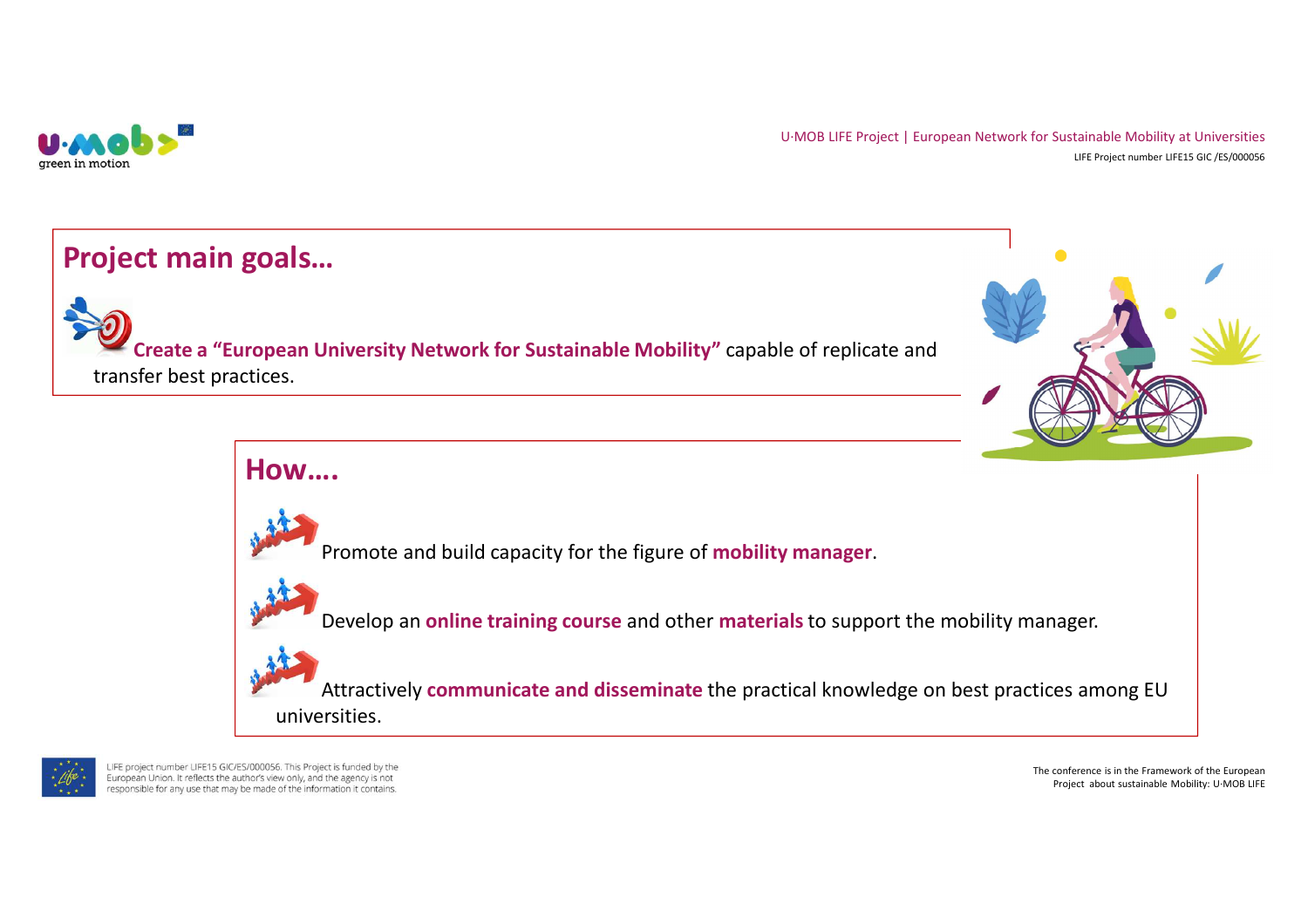## Project main goals…

**Create a "European University Network for Sustainable Mobility"** capable of replicate and transfer best practices.

## How….

- Promote and build capacity for the figure of **mobility manager**.
- Develop an **online training course** and other **materials** to support the mobility manager.
- Attractively **communicate and disseminate** the practical knowledge on best practices among EU universities.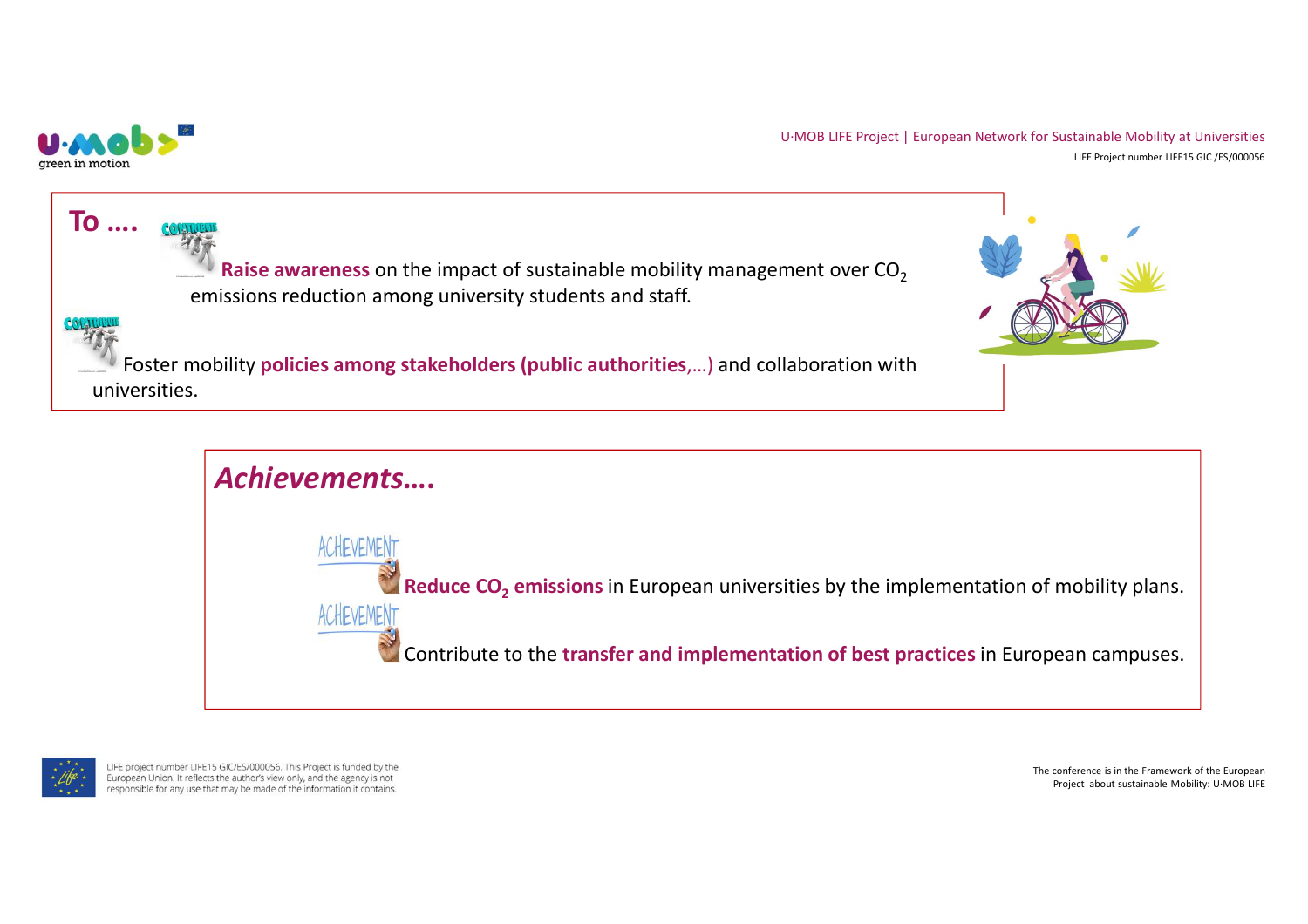## To ....

**Raise awareness** on the impact of sustainable mobility management over $CO_2$ emissions reduction among university students and staff.

Foster mobility **policies among stakeholders (public authorities**,...) and collaboration with universities.

## *Achievements....*

**Reduce $CO_2$ emissions** in European universities by the implementation of mobility plans.

Contribute to the **transfer and implementation of best practices** in European campuses.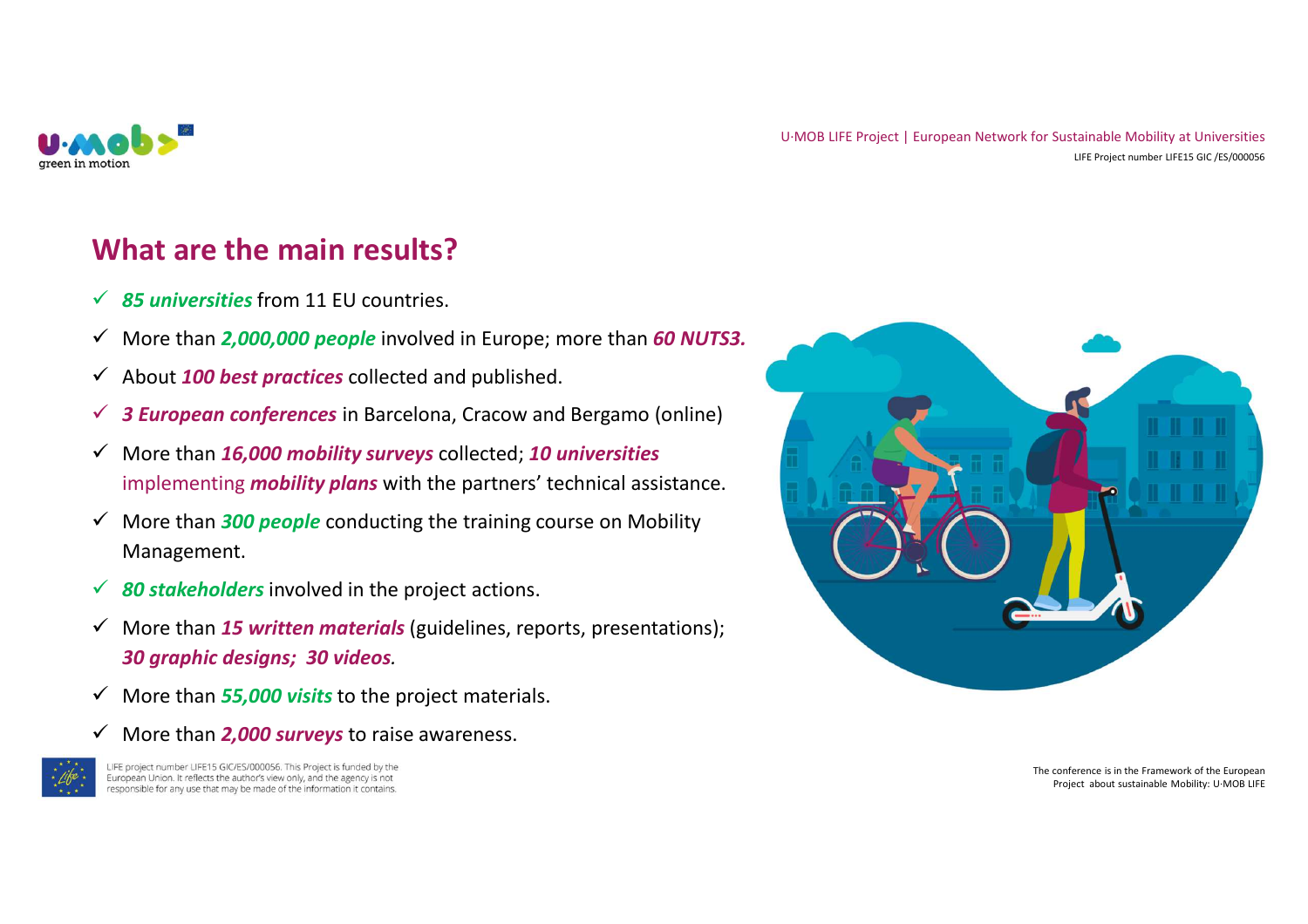## What are the main results?

- ***85 universities*** from 11 EU countries.
- More than ***2,000,000 people*** involved in Europe; more than ***60 NUTS3.***
- About ***100 best practices*** collected and published.
- ***3 European conferences*** in Barcelona, Cracow and Bergamo (online)
- More than ***16,000 mobility surveys*** collected; ***10 universities*** implementing ***mobility plans*** with the partners' technical assistance.
- More than ***300 people*** conducting the training course on Mobility Management.
- ***80 stakeholders*** involved in the project actions.
- More than ***15 written materials*** (guidelines, reports, presentations); ***30 graphic designs; 30 videos.***
- More than ***55,000 visits*** to the project materials.
- More than ***2,000 surveys*** to raise awareness.

LIFE project number LIFE15 GIC/ES/000056. This Project is funded by the European Union. It reflects the author's view only, and the agency is not responsible for any use that may be made of the information it contains.

The conference is in the Framework of the European Project about sustainable Mobility: U·MOB LIFE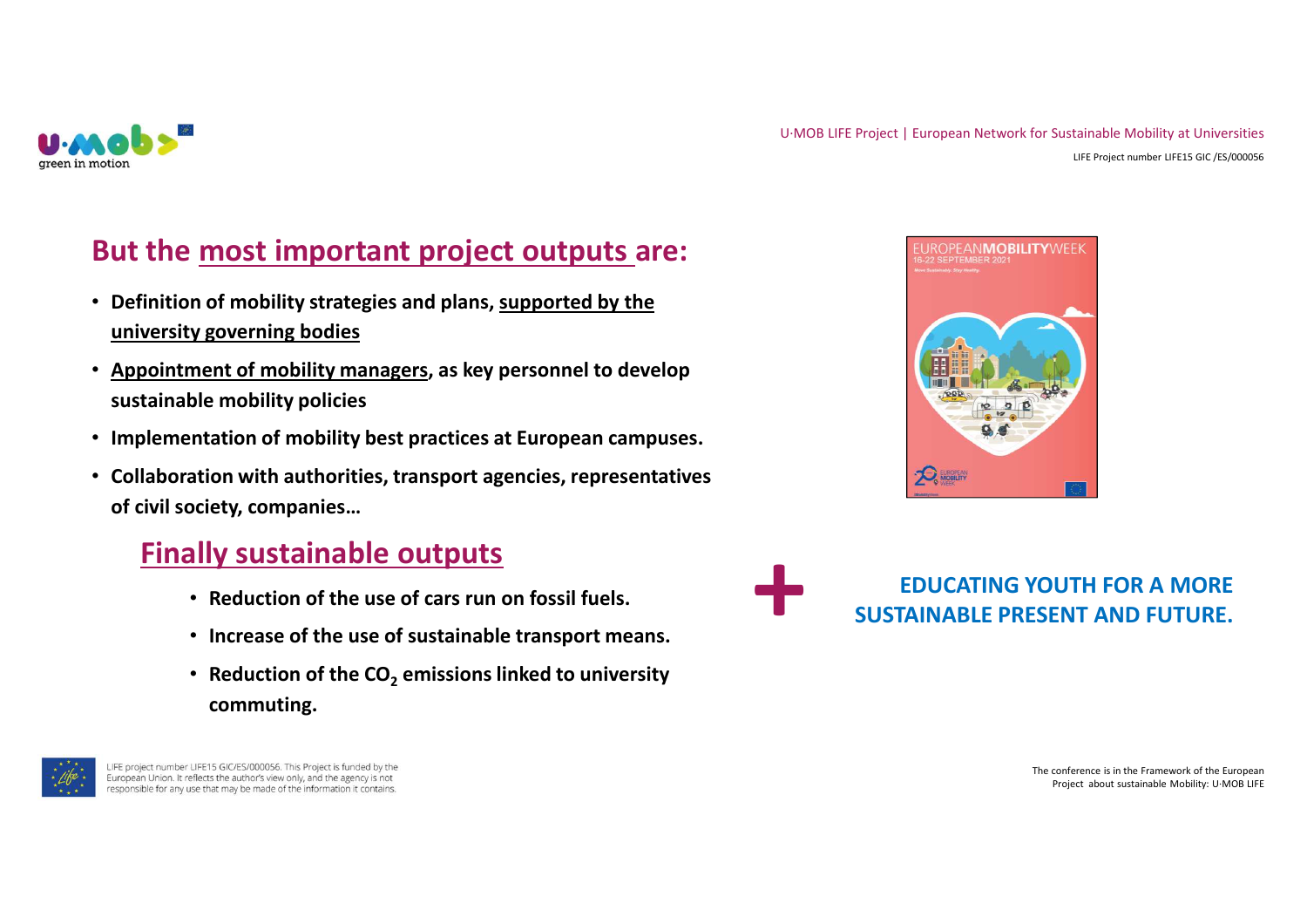## But the most important project outputs are:

- **Definition of mobility strategies and plans, supported by the university governing bodies**
- **Appointment of mobility managers, as key personnel to develop sustainable mobility policies**
- **Implementation of mobility best practices at European campuses.**
- **Collaboration with authorities, transport agencies, representatives of civil society, companies…**

### Finally sustainable outputs

- **Reduction of the use of cars run on fossil fuels.**
- **Increase of the use of sustainable transport means.**
- **Reduction of the $CO_2$ emissions linked to university commuting.**

**+**

**EDUCATING YOUTH FOR A MORE SUSTAINABLE PRESENT AND FUTURE.**

LIFE project number LIFE15 GIC/ES/000056. This Project is funded by the European Union. It reflects the author's view only, and the agency is not responsible for any use that may be made of the information it contains.

The conference is in the Framework of the European Project about sustainable Mobility: U·MOB LIFE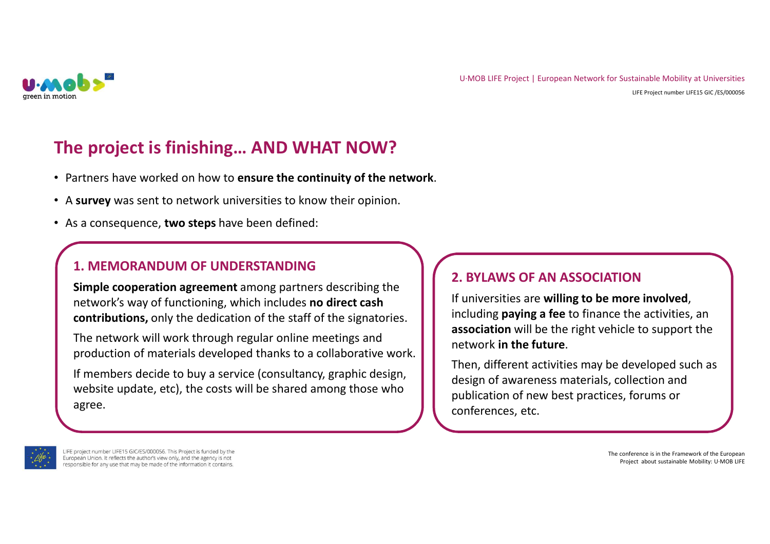# The project is finishing… AND WHAT NOW?

- Partners have worked on how to **ensure the continuity of the network**.
- A **survey** was sent to network universities to know their opinion.
- As a consequence, **two steps** have been defined:

## 1. MEMORANDUM OF UNDERSTANDING

**Simple cooperation agreement** among partners describing the network's way of functioning, which includes **no direct cash contributions,** only the dedication of the staff of the signatories.

The network will work through regular online meetings and production of materials developed thanks to a collaborative work.

If members decide to buy a service (consultancy, graphic design, website update, etc), the costs will be shared among those who agree.

## 2. BYLAWS OF AN ASSOCIATION

If universities are **willing to be more involved**, including **paying a fee** to finance the activities, an **association** will be the right vehicle to support the network **in the future**.

Then, different activities may be developed such as design of awareness materials, collection and publication of new best practices, forums or conferences, etc.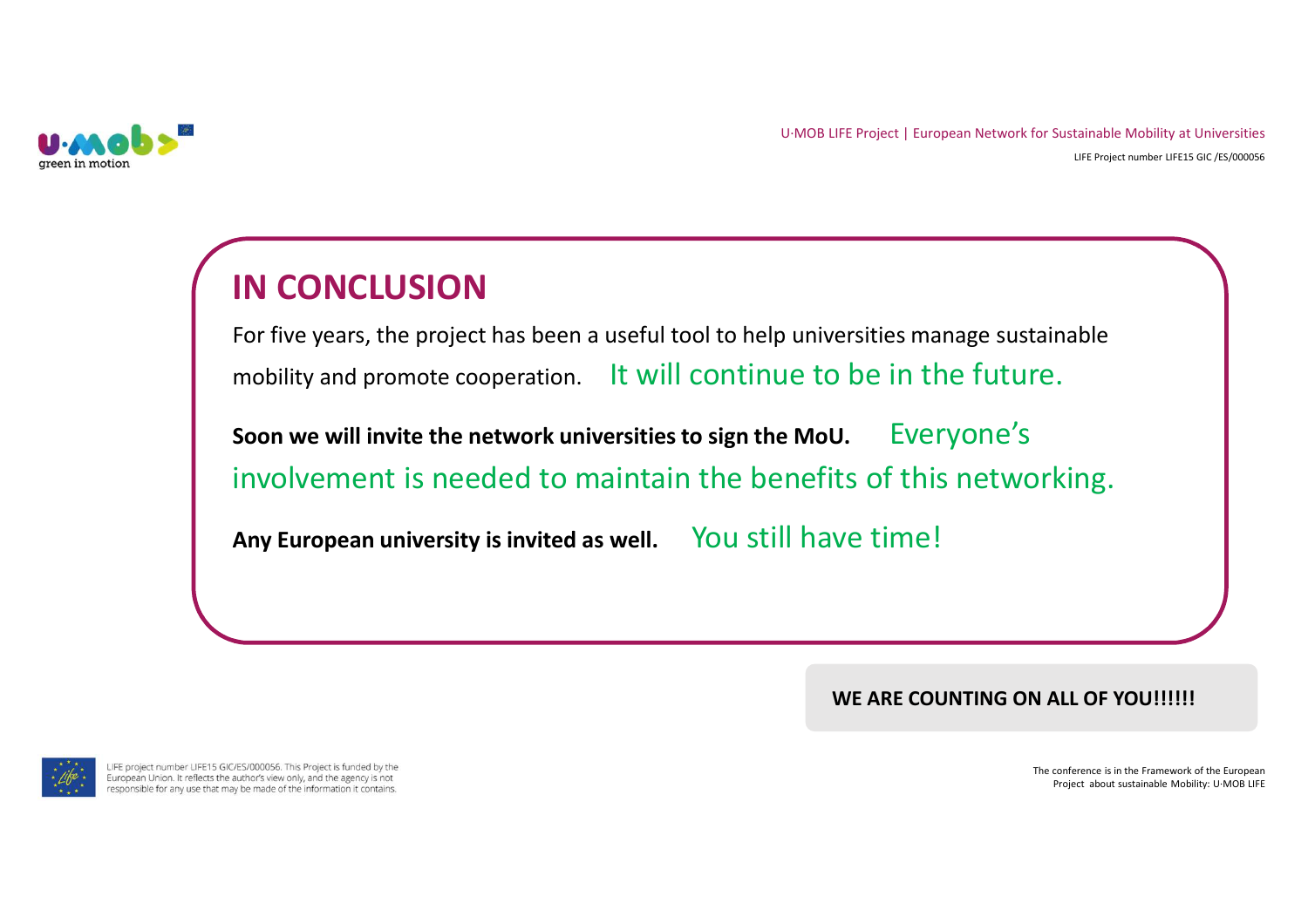# IN CONCLUSION

For five years, the project has been a useful tool to help universities manage sustainable mobility and promote cooperation. It will continue to be in the future.

**Soon we will invite the network universities to sign the MoU.** Everyone's involvement is needed to maintain the benefits of this networking.

**Any European university is invited as well.** You still have time!

**WE ARE COUNTING ON ALL OF YOU!!!!!!**

LIFE project number LIFE15 GIC/ES/000056. This Project is funded by the European Union. It reflects the author's view only, and the agency is not responsible for any use that may be made of the information it contains.

The conference is in the Framework of the European Project about sustainable Mobility: U·MOB LIFE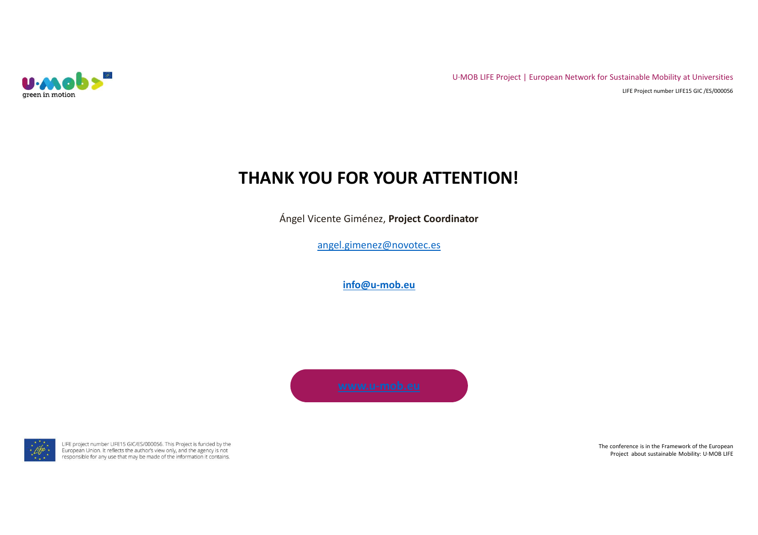# THANK YOU FOR YOUR ATTENTION!

Ángel Vicente Giménez, **Project Coordinator**

angel.gimenez@novotec.es

**info@u-mob.eu**

**www.u-mob.eu**

LIFE project number LIFE15 GIC/ES/000056. This Project is funded by the European Union. It reflects the author's view only, and the agency is not responsible for any use that may be made of the information it contains.

The conference is in the Framework of the European Project about sustainable Mobility: U·MOB LIFE